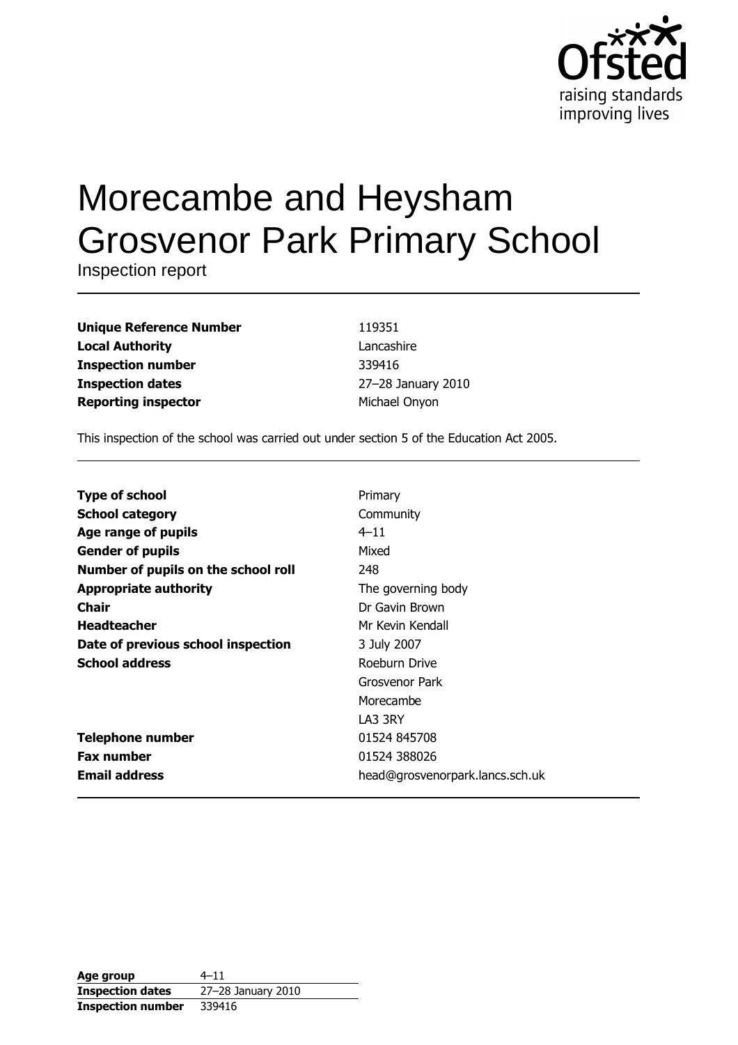# Morecambe and Heysham Grosvenor Park Primary School

Inspection report

| | |
|---|---|
| **Unique Reference Number** | 119351 |
| **Local Authority** | Lancashire |
| **Inspection number** | 339416 |
| **Inspection dates** | 27–28 January 2010 |
| **Reporting inspector** | Michael Onyon |

This inspection of the school was carried out under section 5 of the Education Act 2005.

| | |
|---|---|
| **Type of school** | Primary |
| **School category** | Community |
| **Age range of pupils** | 4–11 |
| **Gender of pupils** | Mixed |
| **Number of pupils on the school roll** | 248 |
| **Appropriate authority** | The governing body |
| **Chair** | Dr Gavin Brown |
| **Headteacher** | Mr Kevin Kendall |
| **Date of previous school inspection** | 3 July 2007 |
| **School address** | Roeburn Drive<br>Grosvenor Park<br>Morecambe<br>LA3 3RY |
| **Telephone number** | 01524 845708 |
| **Fax number** | 01524 388026 |
| **Email address** | head@grosvenorpark.lancs.sch.uk |

| | |
|---|---|
| **Age group** | 4–11 |
| **Inspection dates** | 27–28 January 2010 |
| **Inspection number** | 339416 |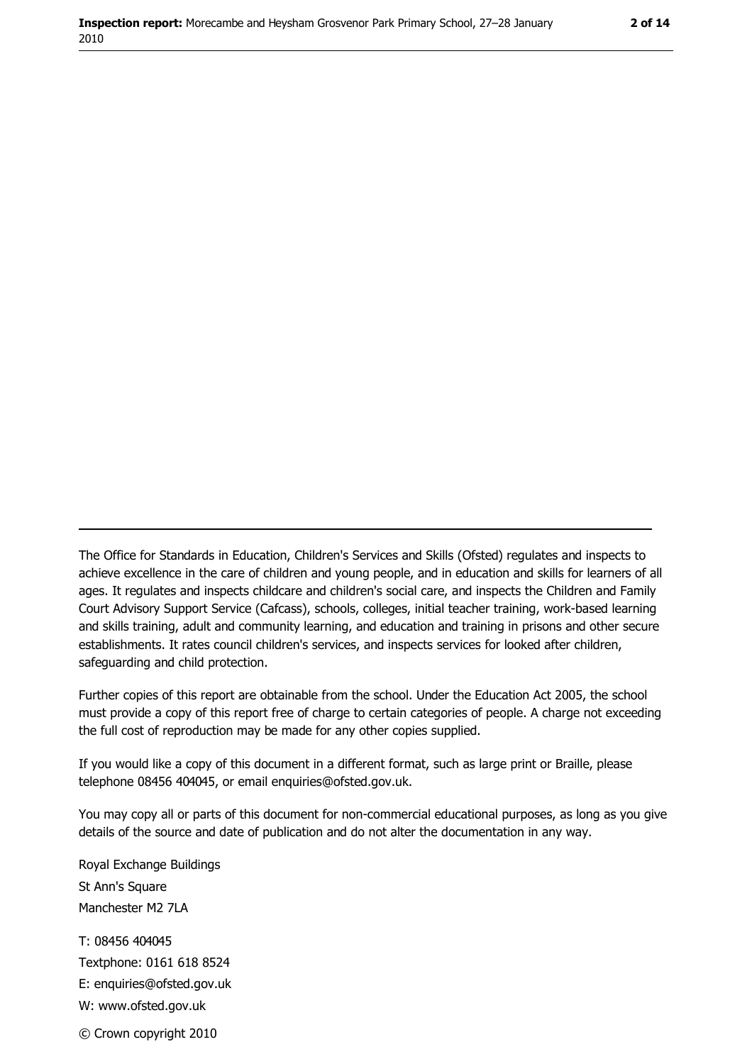The Office for Standards in Education, Children's Services and Skills (Ofsted) regulates and inspects to achieve excellence in the care of children and young people, and in education and skills for learners of all ages. It regulates and inspects childcare and children's social care, and inspects the Children and Family Court Advisory Support Service (Cafcass), schools, colleges, initial teacher training, work-based learning and skills training, adult and community learning, and education and training in prisons and other secure establishments. It rates council children's services, and inspects services for looked after children, safeguarding and child protection.

Further copies of this report are obtainable from the school. Under the Education Act 2005, the school must provide a copy of this report free of charge to certain categories of people. A charge not exceeding the full cost of reproduction may be made for any other copies supplied.

If you would like a copy of this document in a different format, such as large print or Braille, please telephone 08456 404045, or email enquiries@ofsted.gov.uk.

You may copy all or parts of this document for non-commercial educational purposes, as long as you give details of the source and date of publication and do not alter the documentation in any way.

Royal Exchange Buildings
St Ann's Square
Manchester M2 7LA

T: 08456 404045
Textphone: 0161 618 8524
E: enquiries@ofsted.gov.uk
W: www.ofsted.gov.uk

© Crown copyright 2010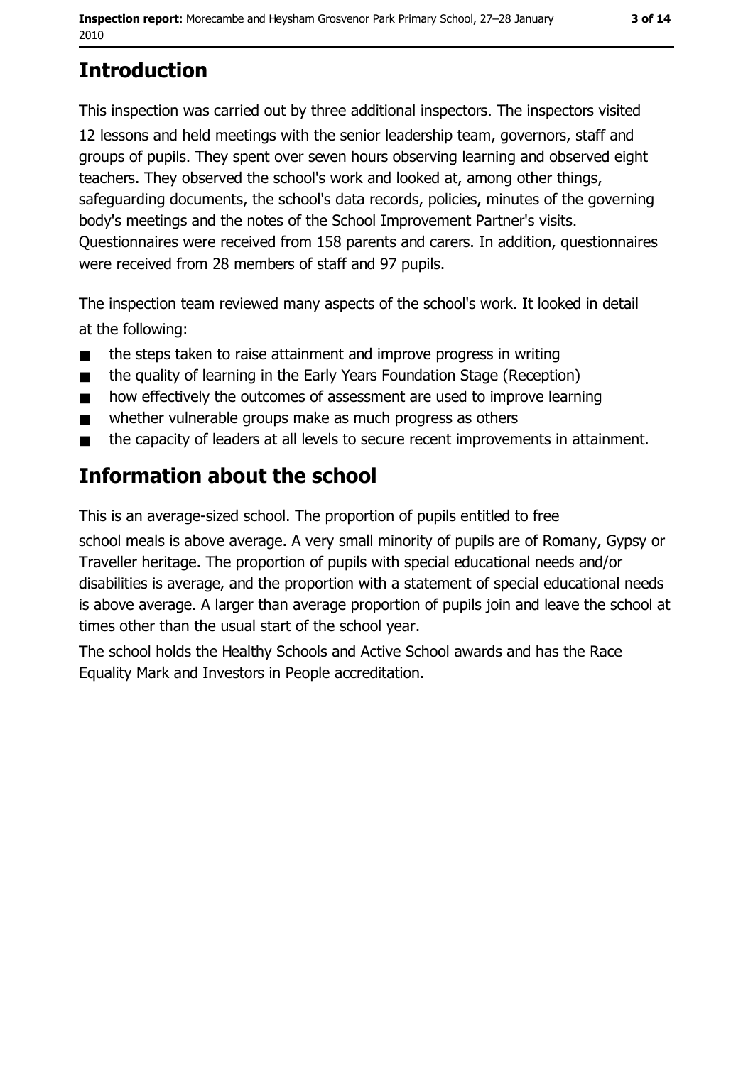# Introduction

This inspection was carried out by three additional inspectors. The inspectors visited 12 lessons and held meetings with the senior leadership team, governors, staff and groups of pupils. They spent over seven hours observing learning and observed eight teachers. They observed the school's work and looked at, among other things, safeguarding documents, the school's data records, policies, minutes of the governing body's meetings and the notes of the School Improvement Partner's visits. Questionnaires were received from 158 parents and carers. In addition, questionnaires were received from 28 members of staff and 97 pupils.

The inspection team reviewed many aspects of the school's work. It looked in detail at the following:

- the steps taken to raise attainment and improve progress in writing
- the quality of learning in the Early Years Foundation Stage (Reception)
- how effectively the outcomes of assessment are used to improve learning
- whether vulnerable groups make as much progress as others
- the capacity of leaders at all levels to secure recent improvements in attainment.

# Information about the school

This is an average-sized school. The proportion of pupils entitled to free school meals is above average. A very small minority of pupils are of Romany, Gypsy or Traveller heritage. The proportion of pupils with special educational needs and/or disabilities is average, and the proportion with a statement of special educational needs is above average. A larger than average proportion of pupils join and leave the school at times other than the usual start of the school year.

The school holds the Healthy Schools and Active School awards and has the Race Equality Mark and Investors in People accreditation.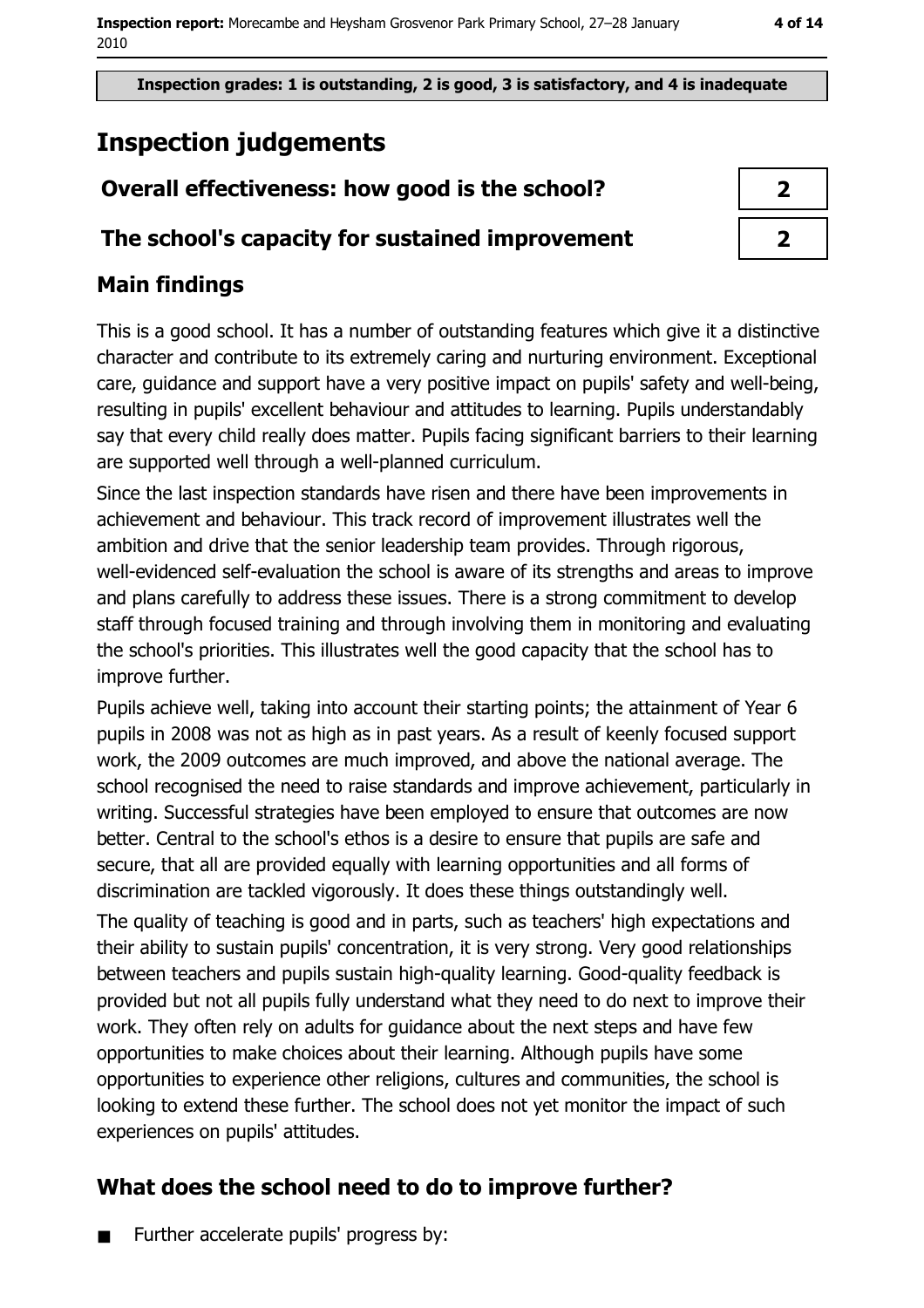Inspection grades: 1 is outstanding, 2 is good, 3 is satisfactory, and 4 is inadequate

# Inspection judgements

| Overall effectiveness: how good is the school? | 2 |
| --- | --- |
| The school's capacity for sustained improvement | 2 |

## Main findings

This is a good school. It has a number of outstanding features which give it a distinctive character and contribute to its extremely caring and nurturing environment. Exceptional care, guidance and support have a very positive impact on pupils' safety and well-being, resulting in pupils' excellent behaviour and attitudes to learning. Pupils understandably say that every child really does matter. Pupils facing significant barriers to their learning are supported well through a well-planned curriculum.

Since the last inspection standards have risen and there have been improvements in achievement and behaviour. This track record of improvement illustrates well the ambition and drive that the senior leadership team provides. Through rigorous, well-evidenced self-evaluation the school is aware of its strengths and areas to improve and plans carefully to address these issues. There is a strong commitment to develop staff through focused training and through involving them in monitoring and evaluating the school's priorities. This illustrates well the good capacity that the school has to improve further.

Pupils achieve well, taking into account their starting points; the attainment of Year 6 pupils in 2008 was not as high as in past years. As a result of keenly focused support work, the 2009 outcomes are much improved, and above the national average. The school recognised the need to raise standards and improve achievement, particularly in writing. Successful strategies have been employed to ensure that outcomes are now better. Central to the school's ethos is a desire to ensure that pupils are safe and secure, that all are provided equally with learning opportunities and all forms of discrimination are tackled vigorously. It does these things outstandingly well.

The quality of teaching is good and in parts, such as teachers' high expectations and their ability to sustain pupils' concentration, it is very strong. Very good relationships between teachers and pupils sustain high-quality learning. Good-quality feedback is provided but not all pupils fully understand what they need to do next to improve their work. They often rely on adults for guidance about the next steps and have few opportunities to make choices about their learning. Although pupils have some opportunities to experience other religions, cultures and communities, the school is looking to extend these further. The school does not yet monitor the impact of such experiences on pupils' attitudes.

## What does the school need to do to improve further?

- Further accelerate pupils' progress by: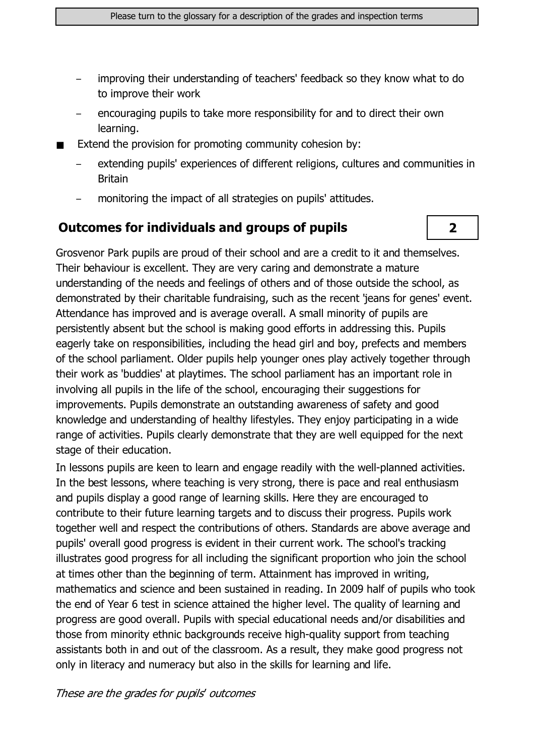- improving their understanding of teachers' feedback so they know what to do to improve their work
  - encouraging pupils to take more responsibility for and to direct their own learning.
- Extend the provision for promoting community cohesion by:
  - extending pupils' experiences of different religions, cultures and communities in Britain
  - monitoring the impact of all strategies on pupils' attitudes.

## Outcomes for individuals and groups of pupils

**2**

Grosvenor Park pupils are proud of their school and are a credit to it and themselves. Their behaviour is excellent. They are very caring and demonstrate a mature understanding of the needs and feelings of others and of those outside the school, as demonstrated by their charitable fundraising, such as the recent 'jeans for genes' event. Attendance has improved and is average overall. A small minority of pupils are persistently absent but the school is making good efforts in addressing this. Pupils eagerly take on responsibilities, including the head girl and boy, prefects and members of the school parliament. Older pupils help younger ones play actively together through their work as 'buddies' at playtimes. The school parliament has an important role in involving all pupils in the life of the school, encouraging their suggestions for improvements. Pupils demonstrate an outstanding awareness of safety and good knowledge and understanding of healthy lifestyles. They enjoy participating in a wide range of activities. Pupils clearly demonstrate that they are well equipped for the next stage of their education.

In lessons pupils are keen to learn and engage readily with the well-planned activities. In the best lessons, where teaching is very strong, there is pace and real enthusiasm and pupils display a good range of learning skills. Here they are encouraged to contribute to their future learning targets and to discuss their progress. Pupils work together well and respect the contributions of others. Standards are above average and pupils' overall good progress is evident in their current work. The school's tracking illustrates good progress for all including the significant proportion who join the school at times other than the beginning of term. Attainment has improved in writing, mathematics and science and been sustained in reading. In 2009 half of pupils who took the end of Year 6 test in science attained the higher level. The quality of learning and progress are good overall. Pupils with special educational needs and/or disabilities and those from minority ethnic backgrounds receive high-quality support from teaching assistants both in and out of the classroom. As a result, they make good progress not only in literacy and numeracy but also in the skills for learning and life.

*These are the grades for pupils' outcomes*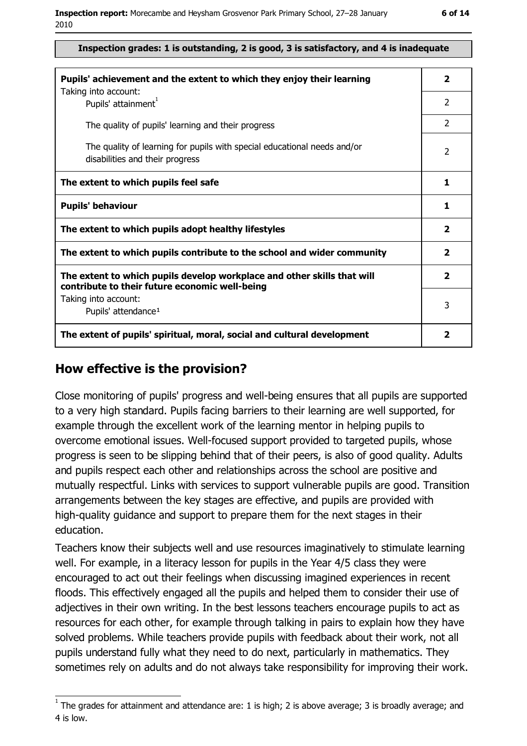**Inspection grades: 1 is outstanding, 2 is good, 3 is satisfactory, and 4 is inadequate**

| | |
|---|---|
| **Pupils' achievement and the extent to which they enjoy their learning** | **2** |
| Taking into account: Pupils' attainment[1] | 2 |
| The quality of pupils' learning and their progress | 2 |
| The quality of learning for pupils with special educational needs and/or disabilities and their progress | 2 |
| **The extent to which pupils feel safe** | **1** |
| **Pupils' behaviour** | **1** |
| **The extent to which pupils adopt healthy lifestyles** | **2** |
| **The extent to which pupils contribute to the school and wider community** | **2** |
| **The extent to which pupils develop workplace and other skills that will contribute to their future economic well-being** | **2** |
| Taking into account: Pupils' attendance[1] | 3 |
| **The extent of pupils' spiritual, moral, social and cultural development** | **2** |

## How effective is the provision?

Close monitoring of pupils' progress and well-being ensures that all pupils are supported to a very high standard. Pupils facing barriers to their learning are well supported, for example through the excellent work of the learning mentor in helping pupils to overcome emotional issues. Well-focused support provided to targeted pupils, whose progress is seen to be slipping behind that of their peers, is also of good quality. Adults and pupils respect each other and relationships across the school are positive and mutually respectful. Links with services to support vulnerable pupils are good. Transition arrangements between the key stages are effective, and pupils are provided with high-quality guidance and support to prepare them for the next stages in their education.

Teachers know their subjects well and use resources imaginatively to stimulate learning well. For example, in a literacy lesson for pupils in the Year 4/5 class they were encouraged to act out their feelings when discussing imagined experiences in recent floods. This effectively engaged all the pupils and helped them to consider their use of adjectives in their own writing. In the best lessons teachers encourage pupils to act as resources for each other, for example through talking in pairs to explain how they have solved problems. While teachers provide pupils with feedback about their work, not all pupils understand fully what they need to do next, particularly in mathematics. They sometimes rely on adults and do not always take responsibility for improving their work.

[1] The grades for attainment and attendance are: 1 is high; 2 is above average; 3 is broadly average; and 4 is low.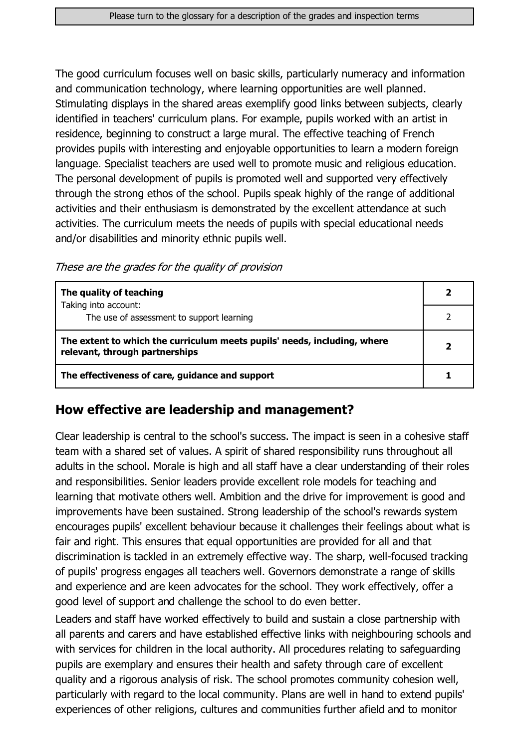The good curriculum focuses well on basic skills, particularly numeracy and information and communication technology, where learning opportunities are well planned. Stimulating displays in the shared areas exemplify good links between subjects, clearly identified in teachers' curriculum plans. For example, pupils worked with an artist in residence, beginning to construct a large mural. The effective teaching of French provides pupils with interesting and enjoyable opportunities to learn a modern foreign language. Specialist teachers are used well to promote music and religious education. The personal development of pupils is promoted well and supported very effectively through the strong ethos of the school. Pupils speak highly of the range of additional activities and their enthusiasm is demonstrated by the excellent attendance at such activities. The curriculum meets the needs of pupils with special educational needs and/or disabilities and minority ethnic pupils well.

*These are the grades for the quality of provision*

| | |
|---|---|
| **The quality of teaching** | **2** |
| Taking into account: The use of assessment to support learning | 2 |
| **The extent to which the curriculum meets pupils' needs, including, where relevant, through partnerships** | **2** |
| **The effectiveness of care, guidance and support** | **1** |

## How effective are leadership and management?

Clear leadership is central to the school's success. The impact is seen in a cohesive staff team with a shared set of values. A spirit of shared responsibility runs throughout all adults in the school. Morale is high and all staff have a clear understanding of their roles and responsibilities. Senior leaders provide excellent role models for teaching and learning that motivate others well. Ambition and the drive for improvement is good and improvements have been sustained. Strong leadership of the school's rewards system encourages pupils' excellent behaviour because it challenges their feelings about what is fair and right. This ensures that equal opportunities are provided for all and that discrimination is tackled in an extremely effective way. The sharp, well-focused tracking of pupils' progress engages all teachers well. Governors demonstrate a range of skills and experience and are keen advocates for the school. They work effectively, offer a good level of support and challenge the school to do even better.

Leaders and staff have worked effectively to build and sustain a close partnership with all parents and carers and have established effective links with neighbouring schools and with services for children in the local authority. All procedures relating to safeguarding pupils are exemplary and ensures their health and safety through care of excellent quality and a rigorous analysis of risk. The school promotes community cohesion well, particularly with regard to the local community. Plans are well in hand to extend pupils' experiences of other religions, cultures and communities further afield and to monitor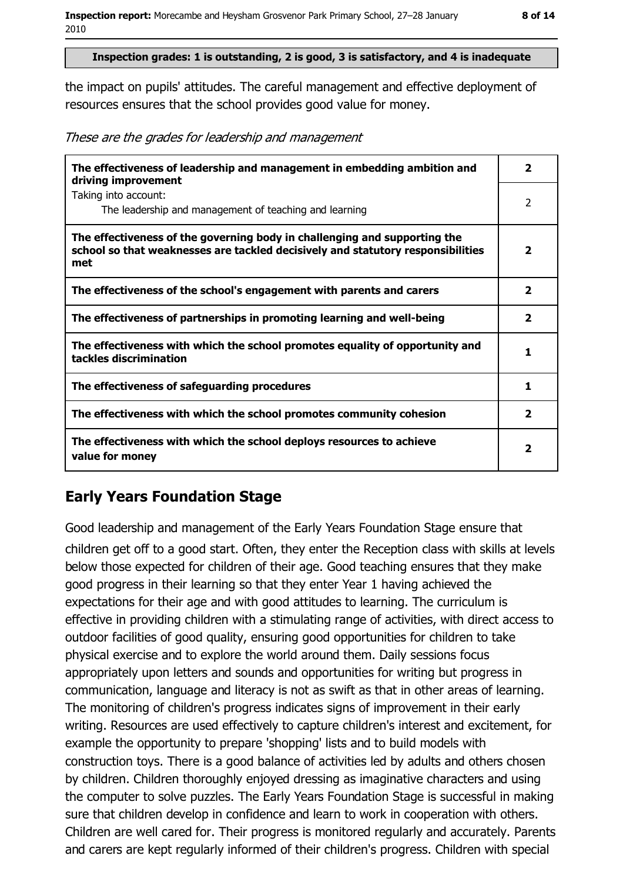Inspection grades: 1 is outstanding, 2 is good, 3 is satisfactory, and 4 is inadequate

the impact on pupils' attitudes. The careful management and effective deployment of resources ensures that the school provides good value for money.

*These are the grades for leadership and management*

| | |
|---|---|
| **The effectiveness of leadership and management in embedding ambition and driving improvement** | **2** |
| Taking into account: The leadership and management of teaching and learning | 2 |
| **The effectiveness of the governing body in challenging and supporting the school so that weaknesses are tackled decisively and statutory responsibilities met** | **2** |
| **The effectiveness of the school's engagement with parents and carers** | **2** |
| **The effectiveness of partnerships in promoting learning and well-being** | **2** |
| **The effectiveness with which the school promotes equality of opportunity and tackles discrimination** | **1** |
| **The effectiveness of safeguarding procedures** | **1** |
| **The effectiveness with which the school promotes community cohesion** | **2** |
| **The effectiveness with which the school deploys resources to achieve value for money** | **2** |

## Early Years Foundation Stage

Good leadership and management of the Early Years Foundation Stage ensure that children get off to a good start. Often, they enter the Reception class with skills at levels below those expected for children of their age. Good teaching ensures that they make good progress in their learning so that they enter Year 1 having achieved the expectations for their age and with good attitudes to learning. The curriculum is effective in providing children with a stimulating range of activities, with direct access to outdoor facilities of good quality, ensuring good opportunities for children to take physical exercise and to explore the world around them. Daily sessions focus appropriately upon letters and sounds and opportunities for writing but progress in communication, language and literacy is not as swift as that in other areas of learning. The monitoring of children's progress indicates signs of improvement in their early writing. Resources are used effectively to capture children's interest and excitement, for example the opportunity to prepare 'shopping' lists and to build models with construction toys. There is a good balance of activities led by adults and others chosen by children. Children thoroughly enjoyed dressing as imaginative characters and using the computer to solve puzzles. The Early Years Foundation Stage is successful in making sure that children develop in confidence and learn to work in cooperation with others. Children are well cared for. Their progress is monitored regularly and accurately. Parents and carers are kept regularly informed of their children's progress. Children with special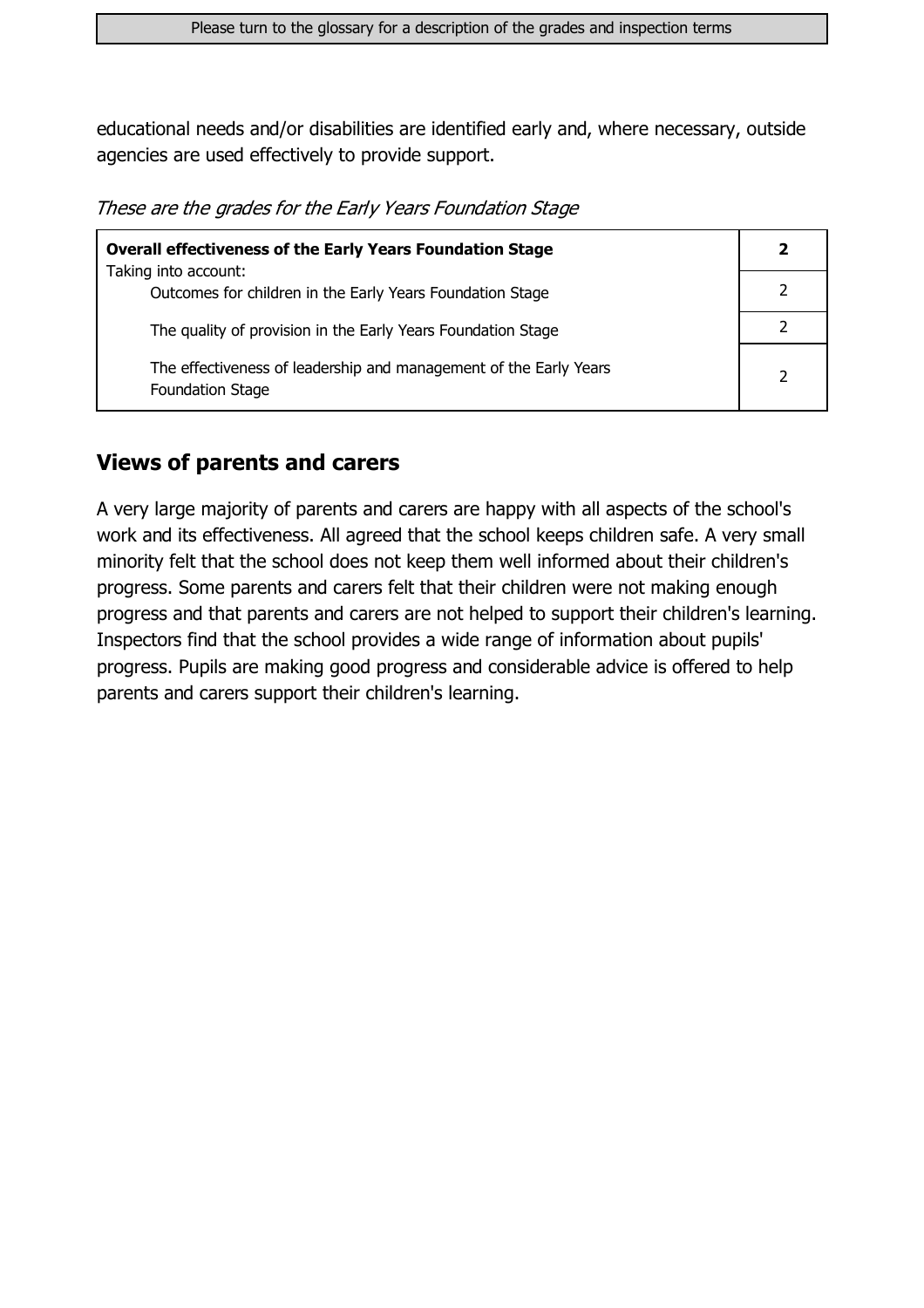educational needs and/or disabilities are identified early and, where necessary, outside agencies are used effectively to provide support.

*These are the grades for the Early Years Foundation Stage*

| **Overall effectiveness of the Early Years Foundation Stage** | **2** |
|---|---|
| Taking into account: Outcomes for children in the Early Years Foundation Stage | 2 |
| The quality of provision in the Early Years Foundation Stage | 2 |
| The effectiveness of leadership and management of the Early Years Foundation Stage | 2 |

## Views of parents and carers

A very large majority of parents and carers are happy with all aspects of the school's work and its effectiveness. All agreed that the school keeps children safe. A very small minority felt that the school does not keep them well informed about their children's progress. Some parents and carers felt that their children were not making enough progress and that parents and carers are not helped to support their children's learning. Inspectors find that the school provides a wide range of information about pupils' progress. Pupils are making good progress and considerable advice is offered to help parents and carers support their children's learning.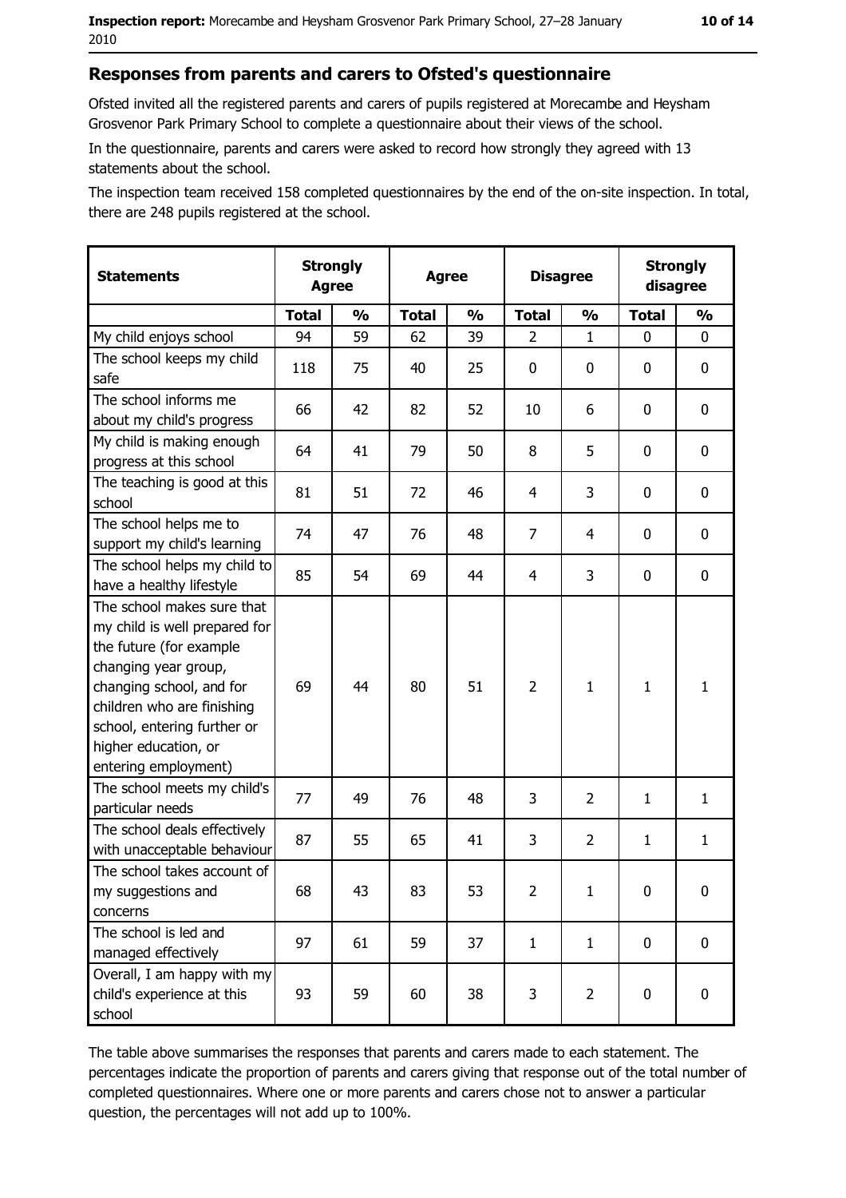## Responses from parents and carers to Ofsted's questionnaire

Ofsted invited all the registered parents and carers of pupils registered at Morecambe and Heysham Grosvenor Park Primary School to complete a questionnaire about their views of the school.

In the questionnaire, parents and carers were asked to record how strongly they agreed with 13 statements about the school.

The inspection team received 158 completed questionnaires by the end of the on-site inspection. In total, there are 248 pupils registered at the school.

| Statements | Strongly Agree | | Agree | | Disagree | | Strongly disagree | |
|---|---|---|---|---|---|---|---|---|
| | Total | % | Total | % | Total | % | Total | % |
| My child enjoys school | 94 | 59 | 62 | 39 | 2 | 1 | 0 | 0 |
| The school keeps my child safe | 118 | 75 | 40 | 25 | 0 | 0 | 0 | 0 |
| The school informs me about my child's progress | 66 | 42 | 82 | 52 | 10 | 6 | 0 | 0 |
| My child is making enough progress at this school | 64 | 41 | 79 | 50 | 8 | 5 | 0 | 0 |
| The teaching is good at this school | 81 | 51 | 72 | 46 | 4 | 3 | 0 | 0 |
| The school helps me to support my child's learning | 74 | 47 | 76 | 48 | 7 | 4 | 0 | 0 |
| The school helps my child to have a healthy lifestyle | 85 | 54 | 69 | 44 | 4 | 3 | 0 | 0 |
| The school makes sure that my child is well prepared for the future (for example changing year group, changing school, and for children who are finishing school, entering further or higher education, or entering employment) | 69 | 44 | 80 | 51 | 2 | 1 | 1 | 1 |
| The school meets my child's particular needs | 77 | 49 | 76 | 48 | 3 | 2 | 1 | 1 |
| The school deals effectively with unacceptable behaviour | 87 | 55 | 65 | 41 | 3 | 2 | 1 | 1 |
| The school takes account of my suggestions and concerns | 68 | 43 | 83 | 53 | 2 | 1 | 0 | 0 |
| The school is led and managed effectively | 97 | 61 | 59 | 37 | 1 | 1 | 0 | 0 |
| Overall, I am happy with my child's experience at this school | 93 | 59 | 60 | 38 | 3 | 2 | 0 | 0 |

The table above summarises the responses that parents and carers made to each statement. The percentages indicate the proportion of parents and carers giving that response out of the total number of completed questionnaires. Where one or more parents and carers chose not to answer a particular question, the percentages will not add up to 100%.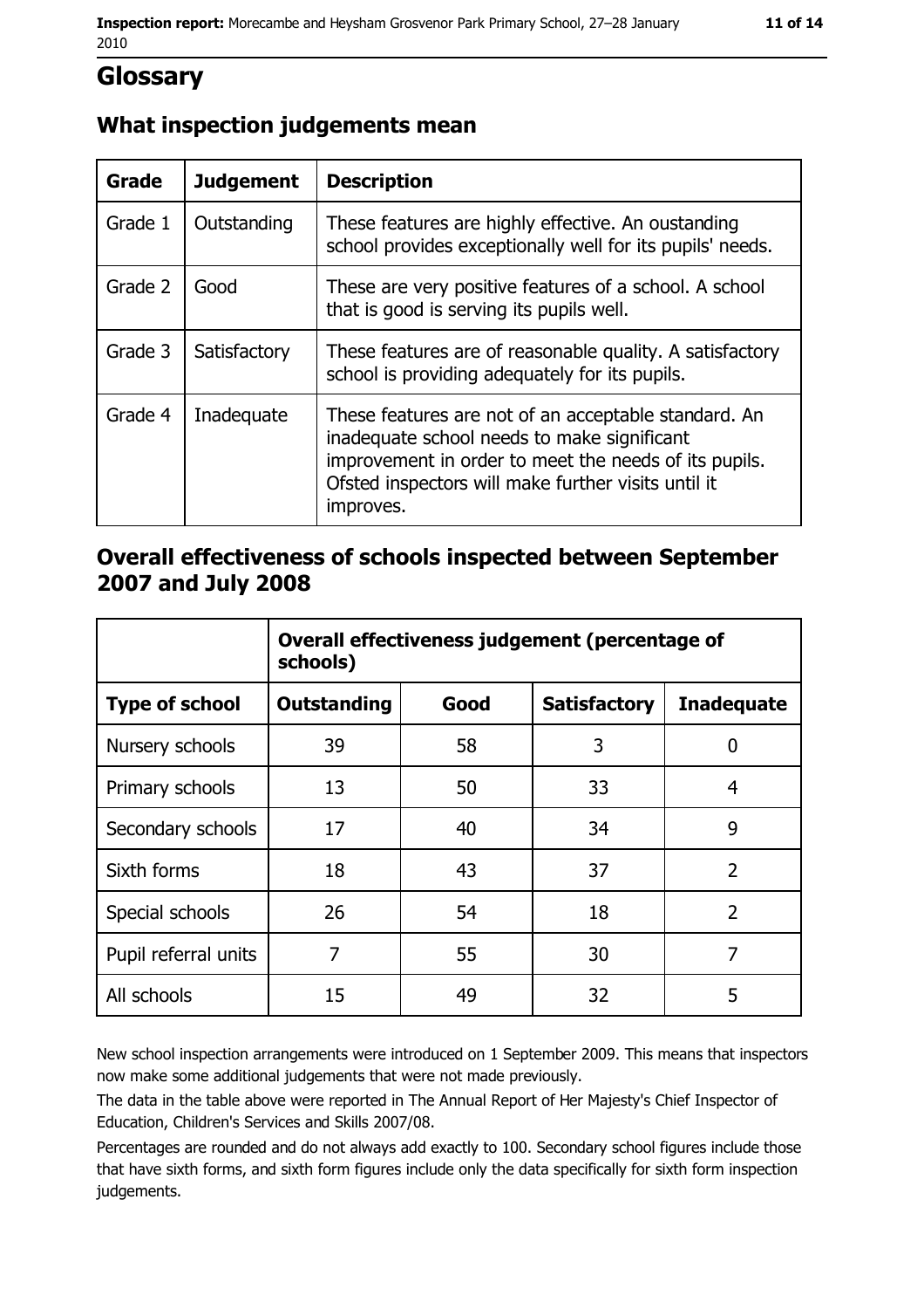# Glossary

## What inspection judgements mean

| Grade | Judgement | Description |
|---|---|---|
| Grade 1 | Outstanding | These features are highly effective. An oustanding school provides exceptionally well for its pupils' needs. |
| Grade 2 | Good | These are very positive features of a school. A school that is good is serving its pupils well. |
| Grade 3 | Satisfactory | These features are of reasonable quality. A satisfactory school is providing adequately for its pupils. |
| Grade 4 | Inadequate | These features are not of an acceptable standard. An inadequate school needs to make significant improvement in order to meet the needs of its pupils. Ofsted inspectors will make further visits until it improves. |

## Overall effectiveness of schools inspected between September 2007 and July 2008

| | Overall effectiveness judgement (percentage of schools) | | | |
|---|---|---|---|---|
| **Type of school** | **Outstanding** | **Good** | **Satisfactory** | **Inadequate** |
| Nursery schools | 39 | 58 | 3 | 0 |
| Primary schools | 13 | 50 | 33 | 4 |
| Secondary schools | 17 | 40 | 34 | 9 |
| Sixth forms | 18 | 43 | 37 | 2 |
| Special schools | 26 | 54 | 18 | 2 |
| Pupil referral units | 7 | 55 | 30 | 7 |
| All schools | 15 | 49 | 32 | 5 |

New school inspection arrangements were introduced on 1 September 2009. This means that inspectors now make some additional judgements that were not made previously.

The data in the table above were reported in The Annual Report of Her Majesty's Chief Inspector of Education, Children's Services and Skills 2007/08.

Percentages are rounded and do not always add exactly to 100. Secondary school figures include those that have sixth forms, and sixth form figures include only the data specifically for sixth form inspection judgements.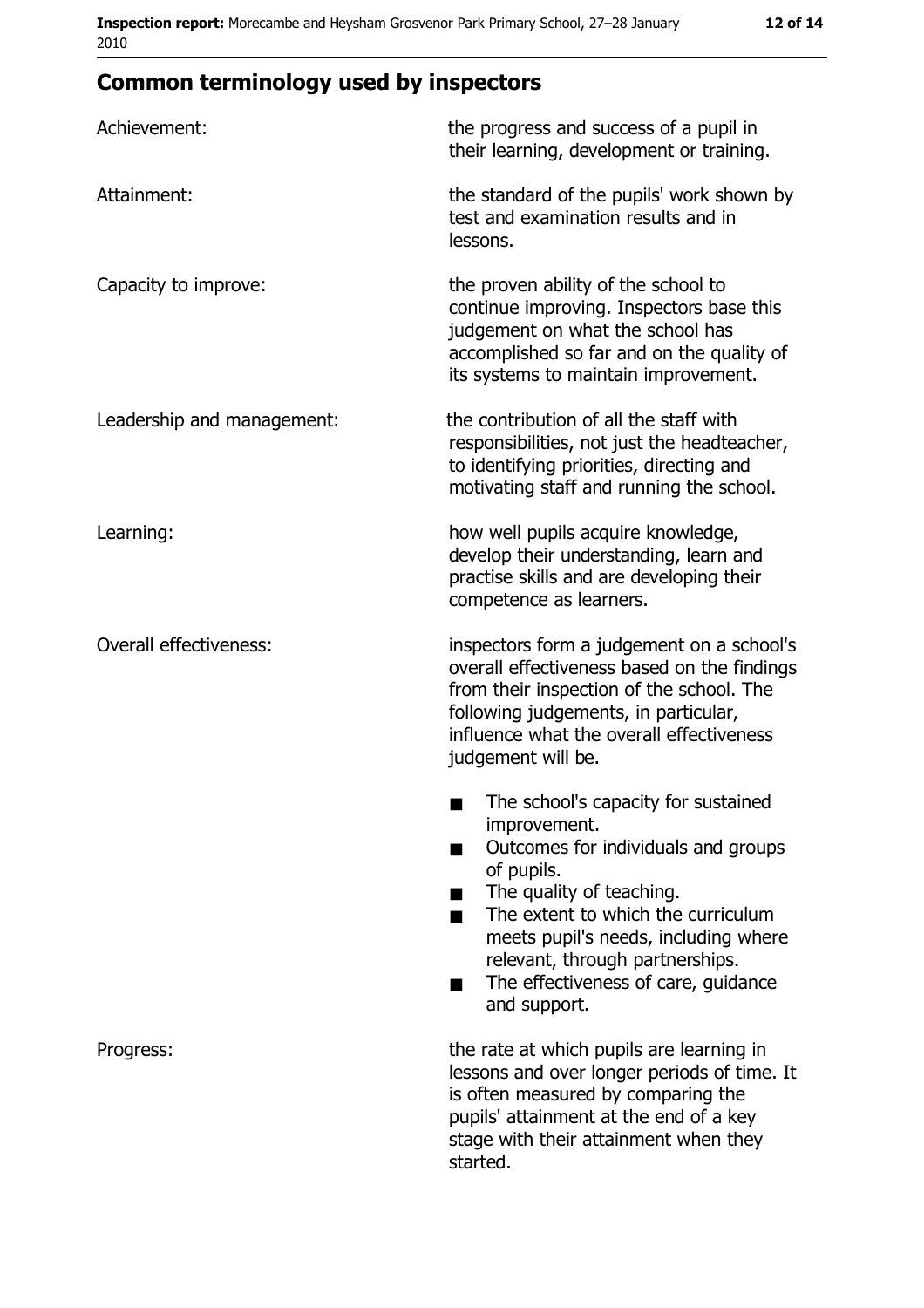## Common terminology used by inspectors

| | |
|---|---|
| Achievement: | the progress and success of a pupil in their learning, development or training. |
| Attainment: | the standard of the pupils' work shown by test and examination results and in lessons. |
| Capacity to improve: | the proven ability of the school to continue improving. Inspectors base this judgement on what the school has accomplished so far and on the quality of its systems to maintain improvement. |
| Leadership and management: | the contribution of all the staff with responsibilities, not just the headteacher, to identifying priorities, directing and motivating staff and running the school. |
| Learning: | how well pupils acquire knowledge, develop their understanding, learn and practise skills and are developing their competence as learners. |
| Overall effectiveness: | inspectors form a judgement on a school's overall effectiveness based on the findings from their inspection of the school. The following judgements, in particular, influence what the overall effectiveness judgement will be. <br>■ The school's capacity for sustained improvement. <br>■ Outcomes for individuals and groups of pupils. <br>■ The quality of teaching. <br>■ The extent to which the curriculum meets pupil's needs, including where relevant, through partnerships. <br>■ The effectiveness of care, guidance and support. |
| Progress: | the rate at which pupils are learning in lessons and over longer periods of time. It is often measured by comparing the pupils' attainment at the end of a key stage with their attainment when they started. |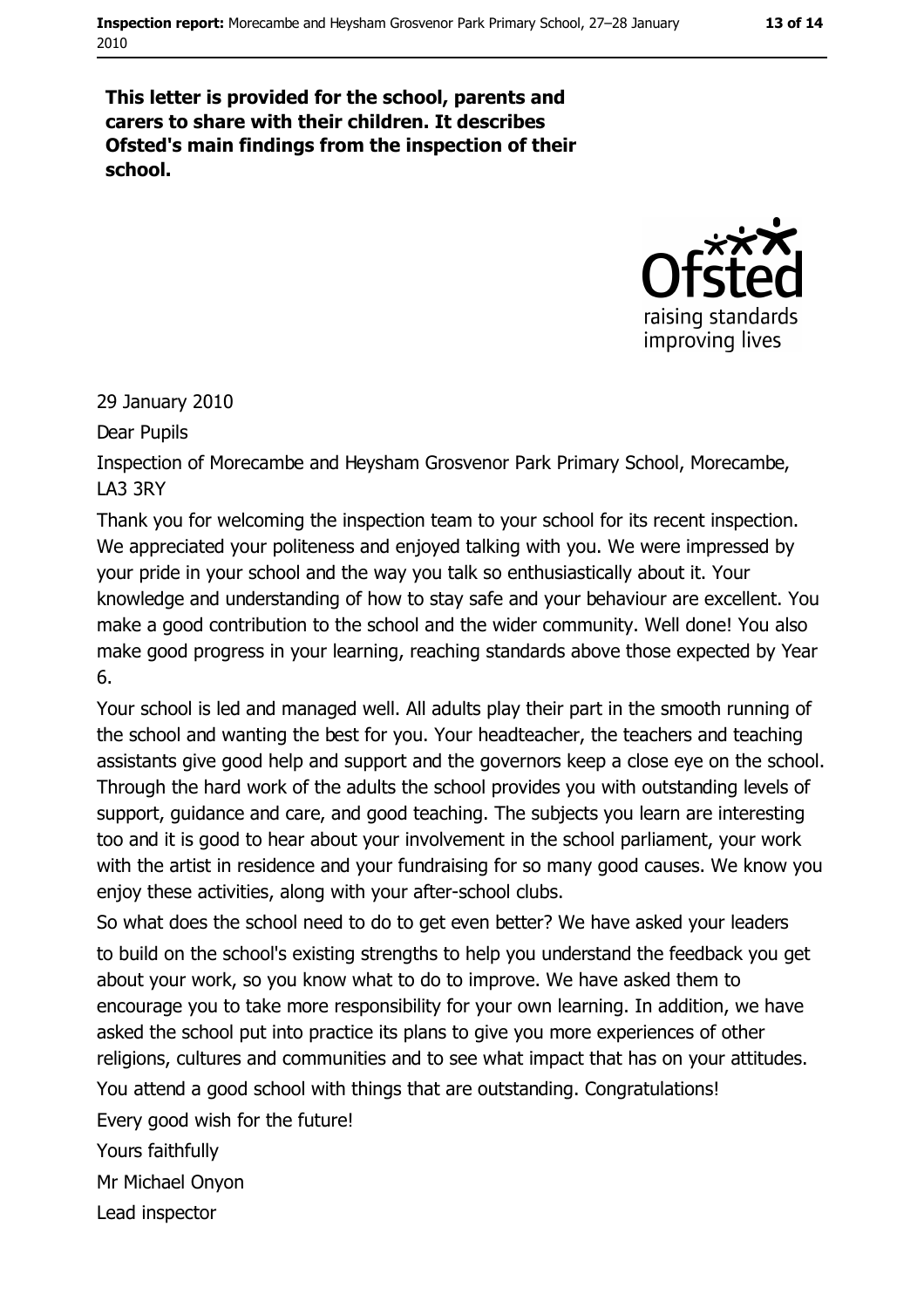**This letter is provided for the school, parents and carers to share with their children. It describes Ofsted's main findings from the inspection of their school.**

29 January 2010

Dear Pupils

Inspection of Morecambe and Heysham Grosvenor Park Primary School, Morecambe, LA3 3RY

Thank you for welcoming the inspection team to your school for its recent inspection. We appreciated your politeness and enjoyed talking with you. We were impressed by your pride in your school and the way you talk so enthusiastically about it. Your knowledge and understanding of how to stay safe and your behaviour are excellent. You make a good contribution to the school and the wider community. Well done! You also make good progress in your learning, reaching standards above those expected by Year 6.

Your school is led and managed well. All adults play their part in the smooth running of the school and wanting the best for you. Your headteacher, the teachers and teaching assistants give good help and support and the governors keep a close eye on the school. Through the hard work of the adults the school provides you with outstanding levels of support, guidance and care, and good teaching. The subjects you learn are interesting too and it is good to hear about your involvement in the school parliament, your work with the artist in residence and your fundraising for so many good causes. We know you enjoy these activities, along with your after-school clubs.

So what does the school need to do to get even better? We have asked your leaders to build on the school's existing strengths to help you understand the feedback you get about your work, so you know what to do to improve. We have asked them to encourage you to take more responsibility for your own learning. In addition, we have asked the school put into practice its plans to give you more experiences of other religions, cultures and communities and to see what impact that has on your attitudes.

You attend a good school with things that are outstanding. Congratulations!

Every good wish for the future!

Yours faithfully

Mr Michael Onyon

Lead inspector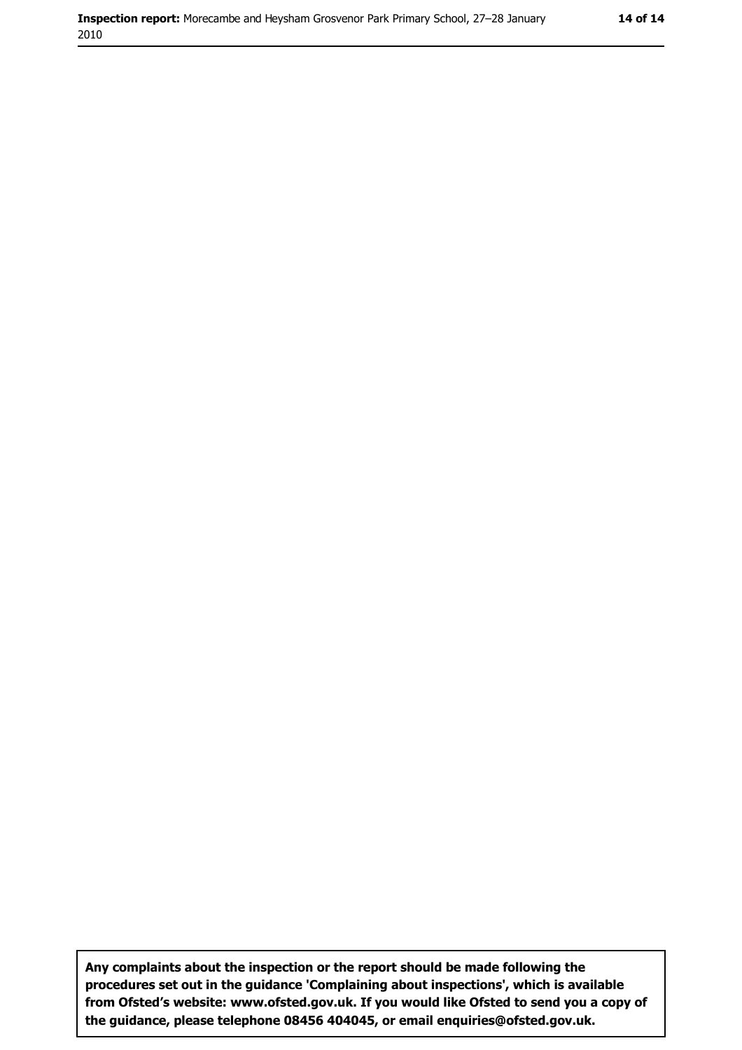**Any complaints about the inspection or the report should be made following the procedures set out in the guidance 'Complaining about inspections', which is available from Ofsted's website: www.ofsted.gov.uk. If you would like Ofsted to send you a copy of the guidance, please telephone 08456 404045, or email enquiries@ofsted.gov.uk.**